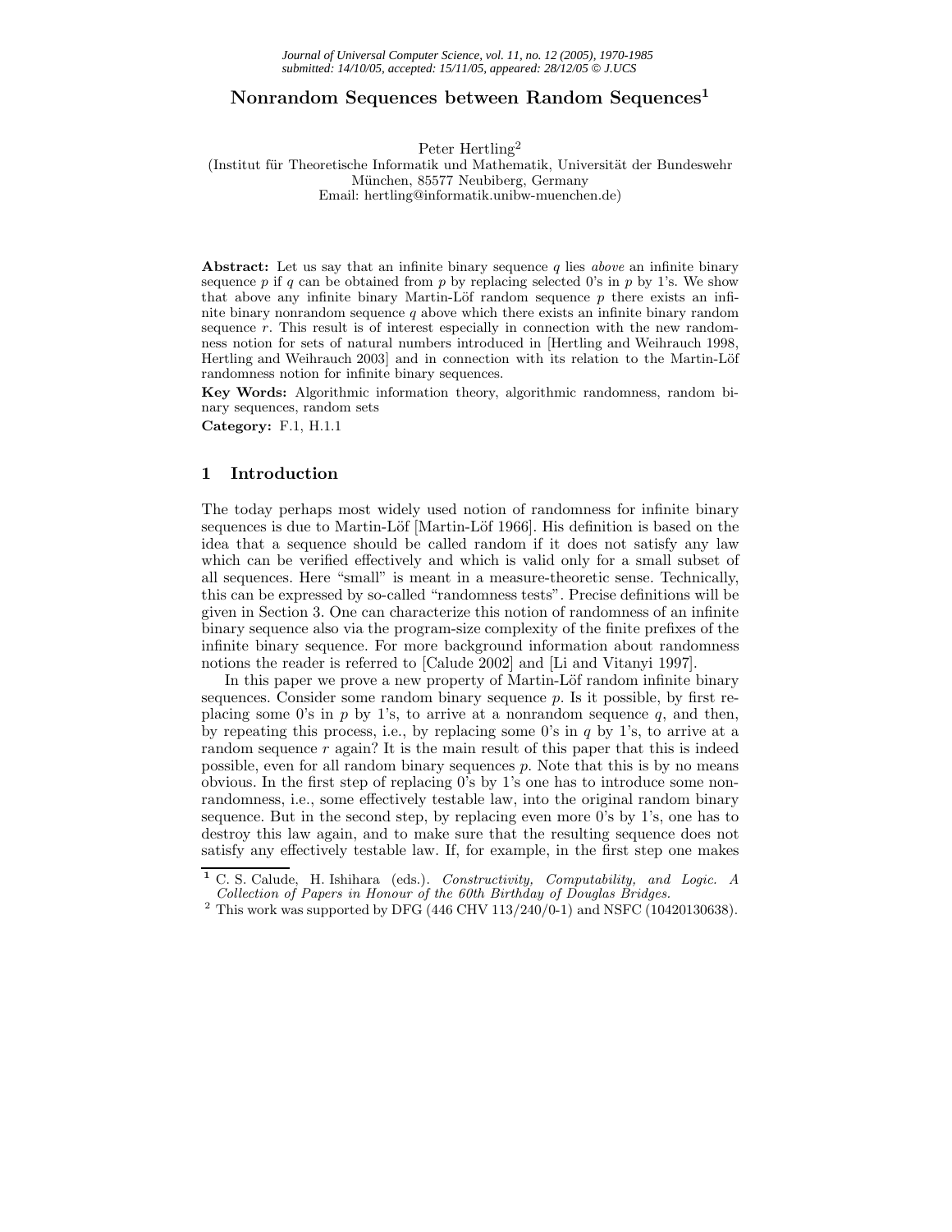# Nonrandom Sequences between Random Sequences[1]

Peter Hertling[2]
(Institut für Theoretische Informatik und Mathematik, Universität der Bundeswehr München, 85577 Neubiberg, Germany
Email: hertling@informatik.unibw-muenchen.de)

**Abstract:** Let us say that an infinite binary sequence $q$ lies *above* an infinite binary sequence $p$ if $q$ can be obtained from $p$ by replacing selected 0's in $p$ by 1's. We show that above any infinite binary Martin-Löf random sequence $p$ there exists an infinite binary nonrandom sequence $q$ above which there exists an infinite binary random sequence $r$. This result is of interest especially in connection with the new randomness notion for sets of natural numbers introduced in [Hertling and Weihrauch 1998, Hertling and Weihrauch 2003] and in connection with its relation to the Martin-Löf randomness notion for infinite binary sequences.

**Key Words:** Algorithmic information theory, algorithmic randomness, random binary sequences, random sets

**Category:** F.1, H.1.1

## 1 Introduction

The today perhaps most widely used notion of randomness for infinite binary sequences is due to Martin-Löf [Martin-Löf 1966]. His definition is based on the idea that a sequence should be called random if it does not satisfy any law which can be verified effectively and which is valid only for a small subset of all sequences. Here "small" is meant in a measure-theoretic sense. Technically, this can be expressed by so-called "randomness tests". Precise definitions will be given in Section 3. One can characterize this notion of randomness of an infinite binary sequence also via the program-size complexity of the finite prefixes of the infinite binary sequence. For more background information about randomness notions the reader is referred to [Calude 2002] and [Li and Vitanyi 1997].

In this paper we prove a new property of Martin-Löf random infinite binary sequences. Consider some random binary sequence $p$. Is it possible, by first replacing some 0's in $p$ by 1's, to arrive at a nonrandom sequence $q$, and then, by repeating this process, i.e., by replacing some 0's in $q$ by 1's, to arrive at a random sequence $r$ again? It is the main result of this paper that this is indeed possible, even for all random binary sequences $p$. Note that this is by no means obvious. In the first step of replacing 0's by 1's one has to introduce some nonrandomness, i.e., some effectively testable law, into the original random binary sequence. But in the second step, by replacing even more 0's by 1's, one has to destroy this law again, and to make sure that the resulting sequence does not satisfy any effectively testable law. If, for example, in the first step one makes

[1] C. S. Calude, H. Ishihara (eds.). *Constructivity, Computability, and Logic. A Collection of Papers in Honour of the 60th Birthday of Douglas Bridges.*

[2] This work was supported by DFG (446 CHV 113/240/0-1) and NSFC (10420130638).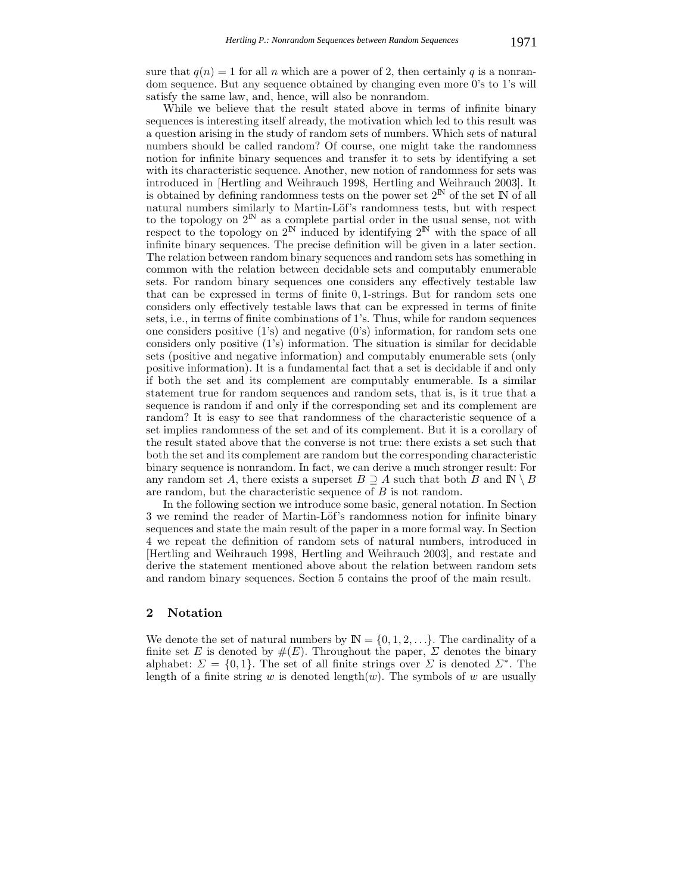sure that $q(n) = 1$ for all $n$ which are a power of 2, then certainly $q$ is a nonrandom sequence. But any sequence obtained by changing even more 0's to 1's will satisfy the same law, and, hence, will also be nonrandom.

While we believe that the result stated above in terms of infinite binary sequences is interesting itself already, the motivation which led to this result was a question arising in the study of random sets of numbers. Which sets of natural numbers should be called random? Of course, one might take the randomness notion for infinite binary sequences and transfer it to sets by identifying a set with its characteristic sequence. Another, new notion of randomness for sets was introduced in [Hertling and Weihrauch 1998, Hertling and Weihrauch 2003]. It is obtained by defining randomness tests on the power set $2^{\mathbb{N}}$ of the set $\mathbb{N}$ of all natural numbers similarly to Martin-Löf's randomness tests, but with respect to the topology on $2^{\mathbb{N}}$ as a complete partial order in the usual sense, not with respect to the topology on $2^{\mathbb{N}}$ induced by identifying $2^{\mathbb{N}}$ with the space of all infinite binary sequences. The precise definition will be given in a later section. The relation between random binary sequences and random sets has something in common with the relation between decidable sets and computably enumerable sets. For random binary sequences one considers any effectively testable law that can be expressed in terms of finite 0, 1-strings. But for random sets one considers only effectively testable laws that can be expressed in terms of finite sets, i.e., in terms of finite combinations of 1's. Thus, while for random sequences one considers positive (1's) and negative (0's) information, for random sets one considers only positive (1's) information. The situation is similar for decidable sets (positive and negative information) and computably enumerable sets (only positive information). It is a fundamental fact that a set is decidable if and only if both the set and its complement are computably enumerable. Is a similar statement true for random sequences and random sets, that is, is it true that a sequence is random if and only if the corresponding set and its complement are random? It is easy to see that randomness of the characteristic sequence of a set implies randomness of the set and of its complement. But it is a corollary of the result stated above that the converse is not true: there exists a set such that both the set and its complement are random but the corresponding characteristic binary sequence is nonrandom. In fact, we can derive a much stronger result: For any random set $A$, there exists a superset $B \supseteq A$ such that both $B$ and $\mathbb{N} \setminus B$ are random, but the characteristic sequence of $B$ is not random.

In the following section we introduce some basic, general notation. In Section 3 we remind the reader of Martin-Löf's randomness notion for infinite binary sequences and state the main result of the paper in a more formal way. In Section 4 we repeat the definition of random sets of natural numbers, introduced in [Hertling and Weihrauch 1998, Hertling and Weihrauch 2003], and restate and derive the statement mentioned above about the relation between random sets and random binary sequences. Section 5 contains the proof of the main result.

## 2 Notation

We denote the set of natural numbers by $\mathbb{N} = \{0, 1, 2, \ldots\}$. The cardinality of a finite set $E$ is denoted by $\#(E)$. Throughout the paper, $\Sigma$ denotes the binary alphabet: $\Sigma = \{0, 1\}$. The set of all finite strings over $\Sigma$ is denoted $\Sigma^*$. The length of a finite string $w$ is denoted $\text{length}(w)$. The symbols of $w$ are usually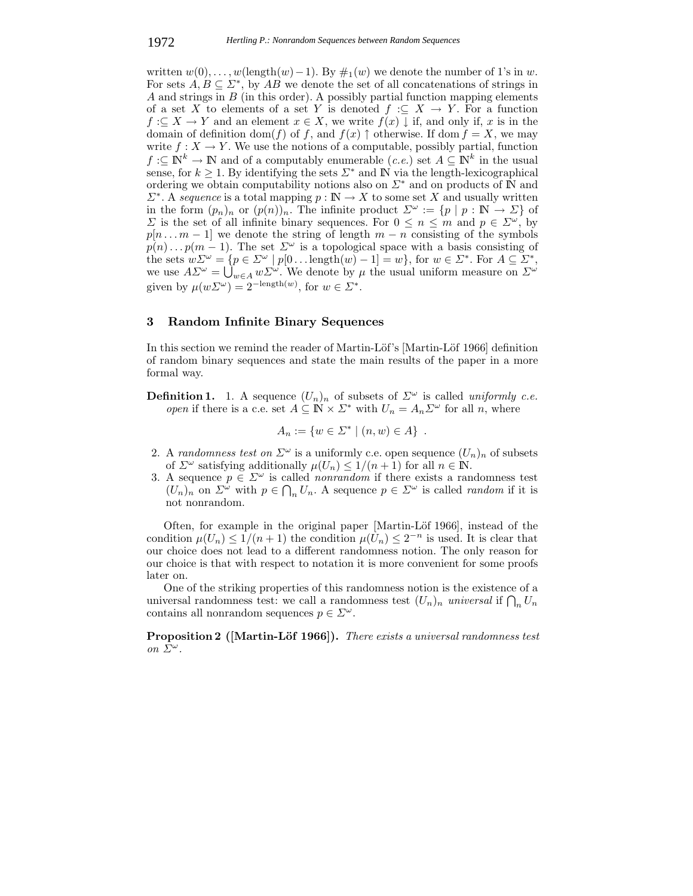written $w(0), \dots, w(\text{length}(w)-1)$. By $\#_1(w)$ we denote the number of 1's in $w$. For sets $A, B \subseteq \Sigma^*$, by $AB$ we denote the set of all concatenations of strings in $A$ and strings in $B$ (in this order). A possibly partial function mapping elements of a set $X$ to elements of a set $Y$ is denoted $f :\subseteq X \to Y$. For a function $f :\subseteq X \to Y$ and an element $x \in X$, we write $f(x)\downarrow$ if, and only if, $x$ is in the domain of definition $\text{dom}(f)$ of $f$, and $f(x)\uparrow$ otherwise. If $\text{dom} f = X$, we may write $f : X \to Y$. We use the notions of a computable, possibly partial, function $f :\subseteq \mathbb{N}^k \to \mathbb{N}$ and of a computably enumerable (*c.e.*) set $A \subseteq \mathbb{N}^k$ in the usual sense, for $k \geq 1$. By identifying the sets $\Sigma^*$ and $\mathbb{N}$ via the length-lexicographical ordering we obtain computability notions also on $\Sigma^*$ and on products of $\mathbb{N}$ and $\Sigma^*$. A *sequence* is a total mapping $p : \mathbb{N} \to X$ to some set $X$ and usually written in the form $(p_n)_n$ or $(p(n))_n$. The infinite product $\Sigma^\omega := \{p \mid p : \mathbb{N} \to \Sigma\}$ of $\Sigma$ is the set of all infinite binary sequences. For $0 \leq n \leq m$ and $p \in \Sigma^\omega$, by $p[n \dots m-1]$ we denote the string of length $m-n$ consisting of the symbols $p(n)\dots p(m-1)$. The set $\Sigma^\omega$ is a topological space with a basis consisting of the sets $w\Sigma^\omega = \{p \in \Sigma^\omega \mid p[0\dots\text{length}(w)-1] = w\}$, for $w \in \Sigma^*$. For $A \subseteq \Sigma^*$, we use $A\Sigma^\omega = \bigcup_{w\in A} w\Sigma^\omega$. We denote by $\mu$ the usual uniform measure on $\Sigma^\omega$ given by $\mu(w\Sigma^\omega) = 2^{-\text{length}(w)}$, for $w \in \Sigma^*$.

## 3 Random Infinite Binary Sequences

In this section we remind the reader of Martin-Löf's [Martin-Löf 1966] definition of random binary sequences and state the main results of the paper in a more formal way.

**Definition 1.**
1. A sequence $(U_n)_n$ of subsets of $\Sigma^\omega$ is called *uniformly c.e. open* if there is a c.e. set $A \subseteq \mathbb{N} \times \Sigma^*$ with $U_n = A_n\Sigma^\omega$ for all $n$, where

$$A_n := \{w \in \Sigma^* \mid (n, w) \in A\} \ .$$

2. A *randomness test on* $\Sigma^\omega$ is a uniformly c.e. open sequence $(U_n)_n$ of subsets of $\Sigma^\omega$ satisfying additionally $\mu(U_n) \leq 1/(n+1)$ for all $n \in \mathbb{N}$.
3. A sequence $p \in \Sigma^\omega$ is called *nonrandom* if there exists a randomness test $(U_n)_n$ on $\Sigma^\omega$ with $p \in \bigcap_n U_n$. A sequence $p \in \Sigma^\omega$ is called *random* if it is not nonrandom.

Often, for example in the original paper [Martin-Löf 1966], instead of the condition $\mu(U_n) \leq 1/(n+1)$ the condition $\mu(U_n) \leq 2^{-n}$ is used. It is clear that our choice does not lead to a different randomness notion. The only reason for our choice is that with respect to notation it is more convenient for some proofs later on.

One of the striking properties of this randomness notion is the existence of a universal randomness test: we call a randomness test $(U_n)_n$ *universal* if $\bigcap_n U_n$ contains all nonrandom sequences $p \in \Sigma^\omega$.

**Proposition 2 ([Martin-Löf 1966]).** *There exists a universal randomness test on* $\Sigma^\omega$.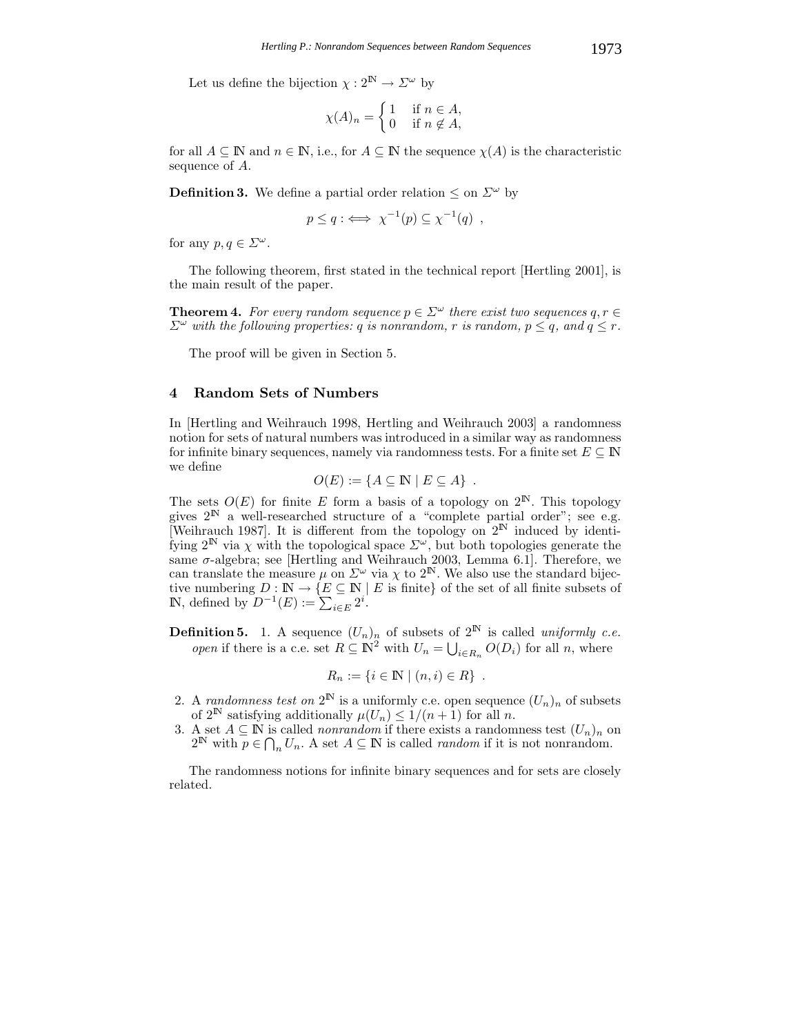Let us define the bijection $\chi : 2^{\mathbb{N}} \to \Sigma^\omega$ by

$$\chi(A)_n = \begin{cases} 1 & \text{if } n \in A, \\ 0 & \text{if } n \notin A, \end{cases}$$

for all $A \subseteq \mathbb{N}$ and $n \in \mathbb{N}$, i.e., for $A \subseteq \mathbb{N}$ the sequence $\chi(A)$ is the characteristic sequence of $A$.

**Definition 3.** We define a partial order relation $\leq$ on $\Sigma^\omega$ by

$$p \leq q :\iff \chi^{-1}(p) \subseteq \chi^{-1}(q) \ ,$$

for any $p, q \in \Sigma^\omega$.

The following theorem, first stated in the technical report [Hertling 2001], is the main result of the paper.

**Theorem 4.** *For every random sequence $p \in \Sigma^\omega$ there exist two sequences $q, r \in \Sigma^\omega$ with the following properties: $q$ is nonrandom, $r$ is random, $p \leq q$, and $q \leq r$.*

The proof will be given in Section 5.

## 4 Random Sets of Numbers

In [Hertling and Weihrauch 1998, Hertling and Weihrauch 2003] a randomness notion for sets of natural numbers was introduced in a similar way as randomness for infinite binary sequences, namely via randomness tests. For a finite set $E \subseteq \mathbb{N}$ we define

$$O(E) := \{A \subseteq \mathbb{N} \mid E \subseteq A\} \ .$$

The sets $O(E)$ for finite $E$ form a basis of a topology on $2^{\mathbb{N}}$. This topology gives $2^{\mathbb{N}}$ a well-researched structure of a "complete partial order"; see e.g. [Weihrauch 1987]. It is different from the topology on $2^{\mathbb{N}}$ induced by identifying $2^{\mathbb{N}}$ via $\chi$ with the topological space $\Sigma^\omega$, but both topologies generate the same $\sigma$-algebra; see [Hertling and Weihrauch 2003, Lemma 6.1]. Therefore, we can translate the measure $\mu$ on $\Sigma^\omega$ via $\chi$ to $2^{\mathbb{N}}$. We also use the standard bijective numbering $D : \mathbb{N} \to \{E \subseteq \mathbb{N} \mid E \text{ is finite}\}$ of the set of all finite subsets of $\mathbb{N}$, defined by $D^{-1}(E) := \sum_{i \in E} 2^i$.

**Definition 5.**
1. A sequence $(U_n)_n$ of subsets of $2^{\mathbb{N}}$ is called *uniformly c.e. open* if there is a c.e. set $R \subseteq \mathbb{N}^2$ with $U_n = \bigcup_{i \in R_n} O(D_i)$ for all $n$, where

$$R_n := \{i \in \mathbb{N} \mid (n, i) \in R\} \ .$$

2. A *randomness test on* $2^{\mathbb{N}}$ is a uniformly c.e. open sequence $(U_n)_n$ of subsets of $2^{\mathbb{N}}$ satisfying additionally $\mu(U_n) \leq 1/(n+1)$ for all $n$.
3. A set $A \subseteq \mathbb{N}$ is called *nonrandom* if there exists a randomness test $(U_n)_n$ on $2^{\mathbb{N}}$ with $p \in \bigcap_n U_n$. A set $A \subseteq \mathbb{N}$ is called *random* if it is not nonrandom.

The randomness notions for infinite binary sequences and for sets are closely related.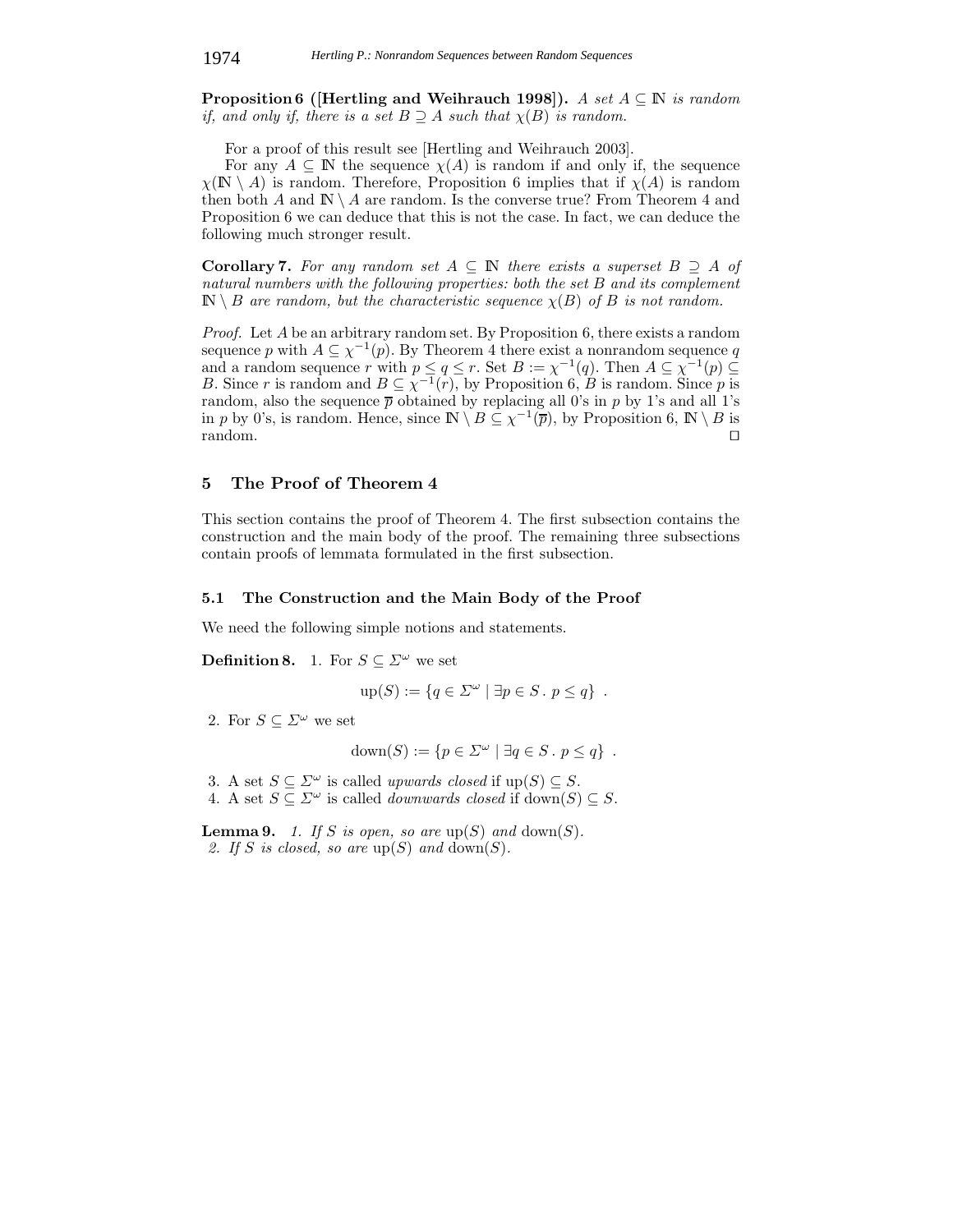**Proposition 6 ([Hertling and Weihrauch 1998]).** *A set $A \subseteq \mathbb{N}$ is random if, and only if, there is a set $B \supseteq A$ such that $\chi(B)$ is random.*

For a proof of this result see [Hertling and Weihrauch 2003].

For any $A \subseteq \mathbb{N}$ the sequence $\chi(A)$ is random if and only if, the sequence $\chi(\mathbb{N} \setminus A)$ is random. Therefore, Proposition 6 implies that if $\chi(A)$ is random then both $A$ and $\mathbb{N} \setminus A$ are random. Is the converse true? From Theorem 4 and Proposition 6 we can deduce that this is not the case. In fact, we can deduce the following much stronger result.

**Corollary 7.** *For any random set $A \subseteq \mathbb{N}$ there exists a superset $B \supseteq A$ of natural numbers with the following properties: both the set $B$ and its complement $\mathbb{N} \setminus B$ are random, but the characteristic sequence $\chi(B)$ of $B$ is not random.*

*Proof.* Let $A$ be an arbitrary random set. By Proposition 6, there exists a random sequence $p$ with $A \subseteq \chi^{-1}(p)$. By Theorem 4 there exist a nonrandom sequence $q$ and a random sequence $r$ with $p \leq q \leq r$. Set $B := \chi^{-1}(q)$. Then $A \subseteq \chi^{-1}(p) \subseteq B$. Since $r$ is random and $B \subseteq \chi^{-1}(r)$, by Proposition 6, $B$ is random. Since $p$ is random, also the sequence $\overline{p}$ obtained by replacing all 0's in $p$ by 1's and all 1's in $p$ by 0's, is random. Hence, since $\mathbb{N} \setminus B \subseteq \chi^{-1}(\overline{p})$, by Proposition 6, $\mathbb{N} \setminus B$ is random. $\square$

## 5 The Proof of Theorem 4

This section contains the proof of Theorem 4. The first subsection contains the construction and the main body of the proof. The remaining three subsections contain proofs of lemmata formulated in the first subsection.

### 5.1 The Construction and the Main Body of the Proof

We need the following simple notions and statements.

**Definition 8.** 1. For $S \subseteq \Sigma^\omega$ we set

$$\mathrm{up}(S) := \{q \in \Sigma^\omega \mid \exists p \in S \,.\, p \leq q\} \;.$$

2. For $S \subseteq \Sigma^\omega$ we set

$$\mathrm{down}(S) := \{p \in \Sigma^\omega \mid \exists q \in S \,.\, p \leq q\} \;.$$

3. A set $S \subseteq \Sigma^\omega$ is called *upwards closed* if $\mathrm{up}(S) \subseteq S$.
4. A set $S \subseteq \Sigma^\omega$ is called *downwards closed* if $\mathrm{down}(S) \subseteq S$.

**Lemma 9.** *1. If $S$ is open, so are $\mathrm{up}(S)$ and $\mathrm{down}(S)$.*
*2. If $S$ is closed, so are $\mathrm{up}(S)$ and $\mathrm{down}(S)$.*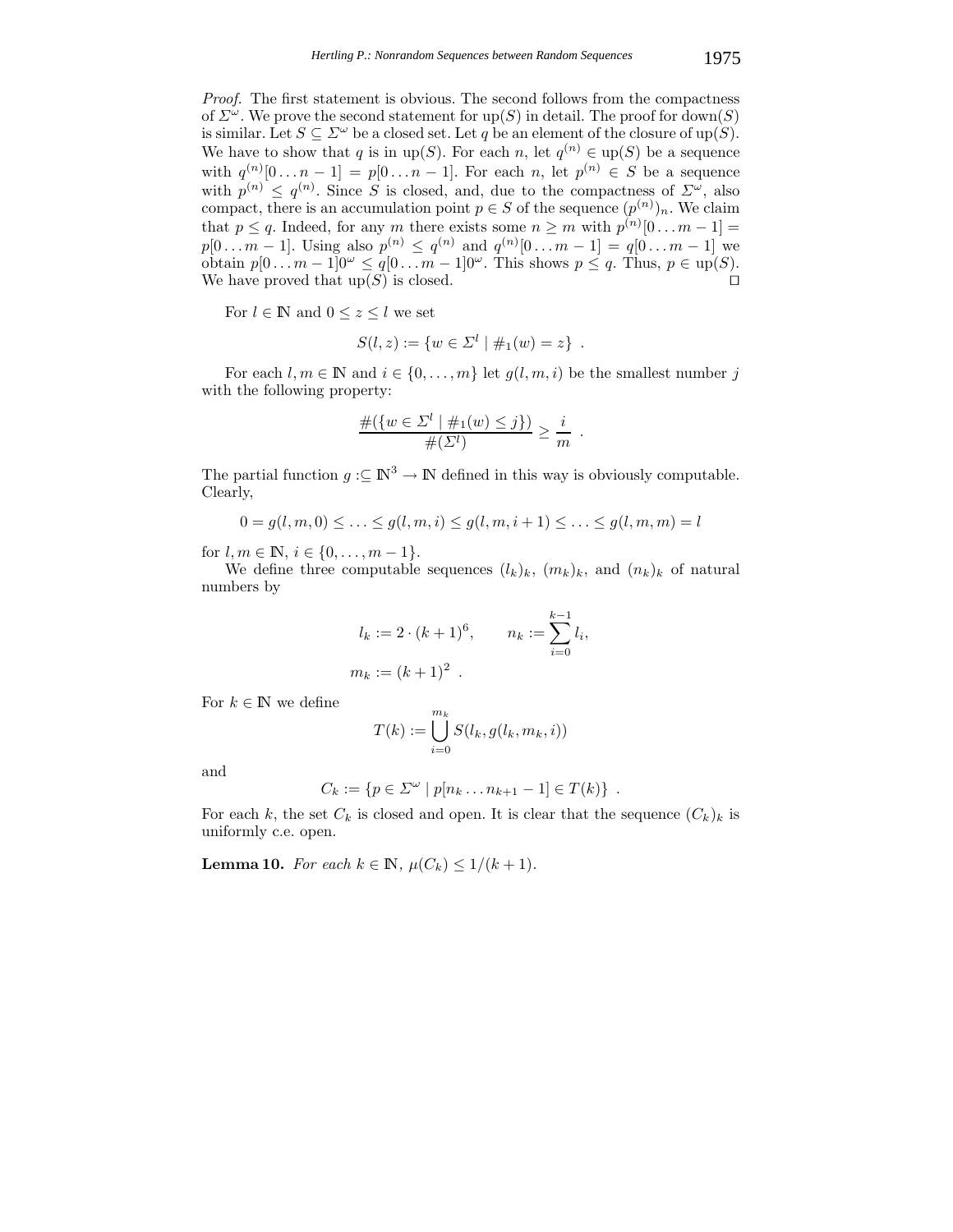*Proof.* The first statement is obvious. The second follows from the compactness of $\Sigma^\omega$. We prove the second statement for $\mathrm{up}(S)$ in detail. The proof for $\mathrm{down}(S)$ is similar. Let $S \subseteq \Sigma^\omega$ be a closed set. Let $q$ be an element of the closure of $\mathrm{up}(S)$. We have to show that $q$ is in $\mathrm{up}(S)$. For each $n$, let $q^{(n)} \in \mathrm{up}(S)$ be a sequence with $q^{(n)}[0 \ldots n-1] = p[0 \ldots n-1]$. For each $n$, let $p^{(n)} \in S$ be a sequence with $p^{(n)} \leq q^{(n)}$. Since $S$ is closed, and, due to the compactness of $\Sigma^\omega$, also compact, there is an accumulation point $p \in S$ of the sequence $(p^{(n)})_n$. We claim that $p \leq q$. Indeed, for any $m$ there exists some $n \geq m$ with $p^{(n)}[0 \ldots m-1] = p[0 \ldots m-1]$. Using also $p^{(n)} \leq q^{(n)}$ and $q^{(n)}[0 \ldots m-1] = q[0 \ldots m-1]$ we obtain $p[0 \ldots m-1]0^\omega \leq q[0 \ldots m-1]0^\omega$. This shows $p \leq q$. Thus, $p \in \mathrm{up}(S)$. We have proved that $\mathrm{up}(S)$ is closed. $\square$

For $l \in \mathbb{N}$ and $0 \leq z \leq l$ we set

$$S(l,z) := \{w \in \Sigma^l \mid \#_1(w) = z\} \ .$$

For each $l, m \in \mathbb{N}$ and $i \in \{0, \ldots, m\}$ let $g(l,m,i)$ be the smallest number $j$ with the following property:

$$\frac{\#(\{w \in \Sigma^l \mid \#_1(w) \leq j\})}{\#(\Sigma^l)} \geq \frac{i}{m} \ .$$

The partial function $g :\subseteq \mathbb{N}^3 \to \mathbb{N}$ defined in this way is obviously computable. Clearly,

$$0 = g(l,m,0) \leq \ldots \leq g(l,m,i) \leq g(l,m,i+1) \leq \ldots \leq g(l,m,m) = l$$

for $l, m \in \mathbb{N}$, $i \in \{0, \ldots, m-1\}$.

We define three computable sequences $(l_k)_k$, $(m_k)_k$, and $(n_k)_k$ of natural numbers by

$$l_k := 2 \cdot (k+1)^6, \qquad n_k := \sum_{i=0}^{k-1} l_i,$$
$$m_k := (k+1)^2 \ .$$

For $k \in \mathbb{N}$ we define

$$T(k) := \bigcup_{i=0}^{m_k} S(l_k, g(l_k, m_k, i))$$

and

$$C_k := \{p \in \Sigma^\omega \mid p[n_k \ldots n_{k+1}-1] \in T(k)\} \ .$$

For each $k$, the set $C_k$ is closed and open. It is clear that the sequence $(C_k)_k$ is uniformly c.e. open.

**Lemma 10.** *For each $k \in \mathbb{N}$, $\mu(C_k) \leq 1/(k+1)$.*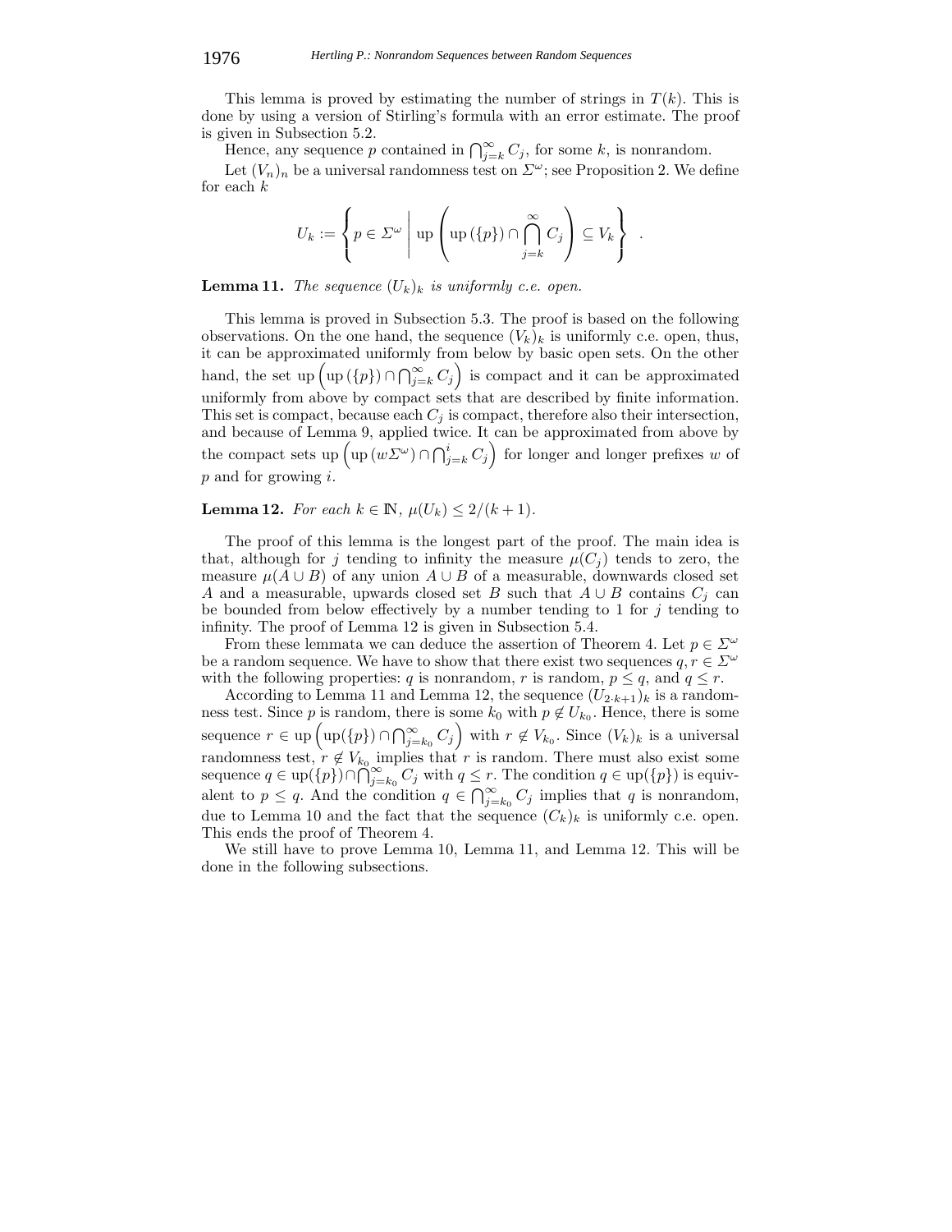This lemma is proved by estimating the number of strings in $T(k)$. This is done by using a version of Stirling's formula with an error estimate. The proof is given in Subsection 5.2.

Hence, any sequence $p$ contained in $\bigcap_{j=k}^{\infty} C_j$, for some $k$, is nonrandom.

Let $(V_n)_n$ be a universal randomness test on $\Sigma^\omega$; see Proposition 2. We define for each $k$

$$U_k := \left\{ p \in \Sigma^\omega \;\middle|\; \mathrm{up}\left( \mathrm{up}\left(\{p\}\right) \cap \bigcap_{j=k}^{\infty} C_j \right) \subseteq V_k \right\} .$$

**Lemma 11.** *The sequence $(U_k)_k$ is uniformly c.e. open.*

This lemma is proved in Subsection 5.3. The proof is based on the following observations. On the one hand, the sequence $(V_k)_k$ is uniformly c.e. open, thus, it can be approximated uniformly from below by basic open sets. On the other hand, the set $\mathrm{up}\left(\mathrm{up}\left(\{p\}\right) \cap \bigcap_{j=k}^{\infty} C_j\right)$ is compact and it can be approximated uniformly from above by compact sets that are described by finite information. This set is compact, because each $C_j$ is compact, therefore also their intersection, and because of Lemma 9, applied twice. It can be approximated from above by the compact sets $\mathrm{up}\left(\mathrm{up}\left(w\Sigma^\omega\right) \cap \bigcap_{j=k}^{i} C_j\right)$ for longer and longer prefixes $w$ of $p$ and for growing $i$.

**Lemma 12.** *For each $k \in \mathbb{N}$, $\mu(U_k) \leq 2/(k+1)$.*

The proof of this lemma is the longest part of the proof. The main idea is that, although for $j$ tending to infinity the measure $\mu(C_j)$ tends to zero, the measure $\mu(A \cup B)$ of any union $A \cup B$ of a measurable, downwards closed set $A$ and a measurable, upwards closed set $B$ such that $A \cup B$ contains $C_j$ can be bounded from below effectively by a number tending to 1 for $j$ tending to infinity. The proof of Lemma 12 is given in Subsection 5.4.

From these lemmata we can deduce the assertion of Theorem 4. Let $p \in \Sigma^\omega$ be a random sequence. We have to show that there exist two sequences $q, r \in \Sigma^\omega$ with the following properties: $q$ is nonrandom, $r$ is random, $p \leq q$, and $q \leq r$.

According to Lemma 11 and Lemma 12, the sequence $(U_{2\cdot k+1})_k$ is a randomness test. Since $p$ is random, there is some $k_0$ with $p \notin U_{k_0}$. Hence, there is some sequence $r \in \mathrm{up}\left(\mathrm{up}(\{p\}) \cap \bigcap_{j=k_0}^{\infty} C_j\right)$ with $r \notin V_{k_0}$. Since $(V_k)_k$ is a universal randomness test, $r \notin V_{k_0}$ implies that $r$ is random. There must also exist some sequence $q \in \mathrm{up}(\{p\}) \cap \bigcap_{j=k_0}^{\infty} C_j$ with $q \leq r$. The condition $q \in \mathrm{up}(\{p\})$ is equivalent to $p \leq q$. And the condition $q \in \bigcap_{j=k_0}^{\infty} C_j$ implies that $q$ is nonrandom, due to Lemma 10 and the fact that the sequence $(C_k)_k$ is uniformly c.e. open. This ends the proof of Theorem 4.

We still have to prove Lemma 10, Lemma 11, and Lemma 12. This will be done in the following subsections.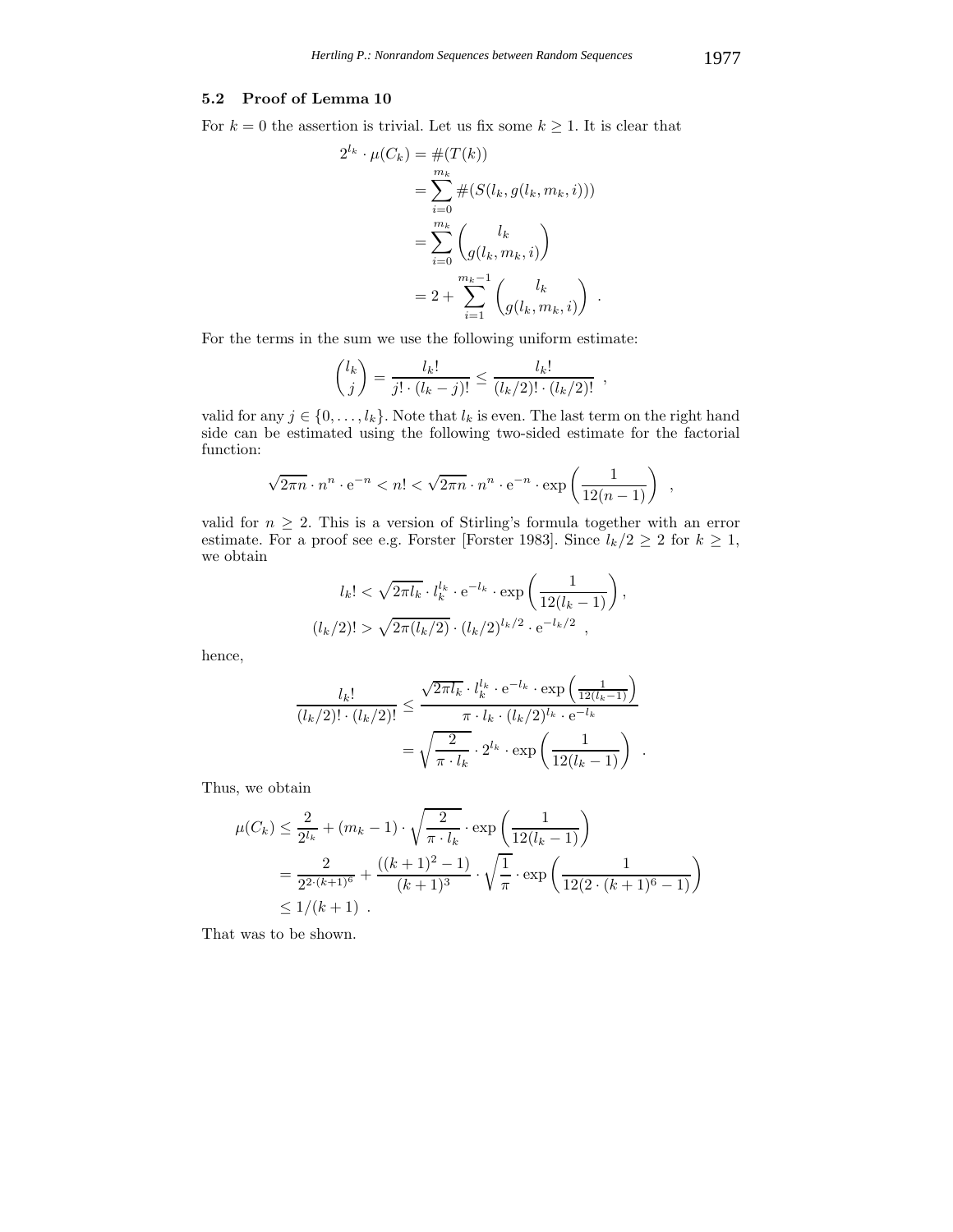### 5.2 Proof of Lemma 10

For $k = 0$ the assertion is trivial. Let us fix some $k \geq 1$. It is clear that

$$
\begin{aligned}
2^{l_k} \cdot \mu(C_k) &= \#(T(k)) \\
&= \sum_{i=0}^{m_k} \#(S(l_k, g(l_k, m_k, i))) \\
&= \sum_{i=0}^{m_k} \binom{l_k}{g(l_k, m_k, i)} \\
&= 2 + \sum_{i=1}^{m_k - 1} \binom{l_k}{g(l_k, m_k, i)} \quad .
\end{aligned}
$$

For the terms in the sum we use the following uniform estimate:

$$
\binom{l_k}{j} = \frac{l_k!}{j! \cdot (l_k - j)!} \leq \frac{l_k!}{(l_k/2)! \cdot (l_k/2)!} \quad ,
$$

valid for any $j \in \{0, \ldots, l_k\}$. Note that $l_k$ is even. The last term on the right hand side can be estimated using the following two-sided estimate for the factorial function:

$$
\sqrt{2\pi n} \cdot n^n \cdot \mathrm{e}^{-n} < n! < \sqrt{2\pi n} \cdot n^n \cdot \mathrm{e}^{-n} \cdot \exp\left(\frac{1}{12(n-1)}\right) \quad ,
$$

valid for $n \geq 2$. This is a version of Stirling's formula together with an error estimate. For a proof see e.g. Forster [Forster 1983]. Since $l_k/2 \geq 2$ for $k \geq 1$, we obtain

$$
\begin{aligned}
l_k! &< \sqrt{2\pi l_k} \cdot l_k^{l_k} \cdot \mathrm{e}^{-l_k} \cdot \exp\left(\frac{1}{12(l_k - 1)}\right), \\
(l_k/2)! &> \sqrt{2\pi(l_k/2)} \cdot (l_k/2)^{l_k/2} \cdot \mathrm{e}^{-l_k/2} \quad ,
\end{aligned}
$$

hence,

$$
\begin{aligned}
\frac{l_k!}{(l_k/2)! \cdot (l_k/2)!} &\leq \frac{\sqrt{2\pi l_k} \cdot l_k^{l_k} \cdot \mathrm{e}^{-l_k} \cdot \exp\left(\frac{1}{12(l_k-1)}\right)}{\pi \cdot l_k \cdot (l_k/2)^{l_k} \cdot \mathrm{e}^{-l_k}} \\
&= \sqrt{\frac{2}{\pi \cdot l_k}} \cdot 2^{l_k} \cdot \exp\left(\frac{1}{12(l_k - 1)}\right) \quad .
\end{aligned}
$$

Thus, we obtain

$$
\begin{aligned}
\mu(C_k) &\leq \frac{2}{2^{l_k}} + (m_k - 1) \cdot \sqrt{\frac{2}{\pi \cdot l_k}} \cdot \exp\left(\frac{1}{12(l_k - 1)}\right) \\
&= \frac{2}{2^{2 \cdot (k+1)^6}} + \frac{((k+1)^2 - 1)}{(k+1)^3} \cdot \sqrt{\frac{1}{\pi}} \cdot \exp\left(\frac{1}{12(2 \cdot (k+1)^6 - 1)}\right) \\
&\leq 1/(k+1) \quad .
\end{aligned}
$$

That was to be shown.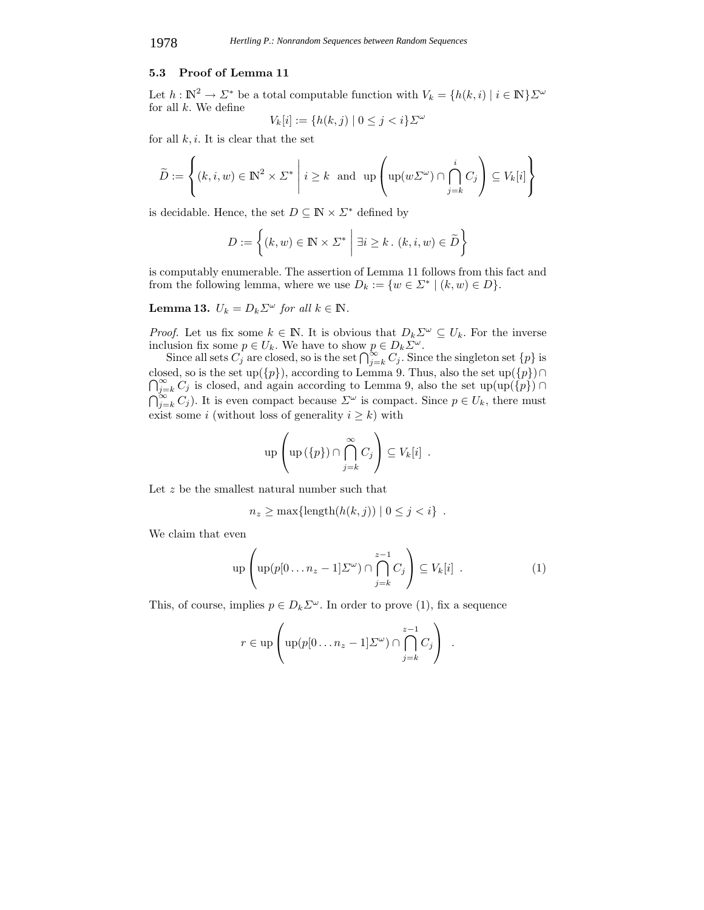### 5.3 Proof of Lemma 11

Let $h : \mathbb{N}^2 \to \Sigma^*$ be a total computable function with $V_k = \{h(k,i) \mid i \in \mathbb{N}\}\Sigma^\omega$ for all $k$. We define

$$V_k[i] := \{h(k,j) \mid 0 \leq j < i\}\Sigma^\omega$$

for all $k, i$. It is clear that the set

$$\widetilde{D} := \left\{ (k,i,w) \in \mathbb{N}^2 \times \Sigma^* \;\middle|\; i \geq k \text{ and } \operatorname{up}\left( \operatorname{up}(w\Sigma^\omega) \cap \bigcap_{j=k}^{i} C_j \right) \subseteq V_k[i] \right\}$$

is decidable. Hence, the set $D \subseteq \mathbb{N} \times \Sigma^*$ defined by

$$D := \left\{ (k,w) \in \mathbb{N} \times \Sigma^* \;\middle|\; \exists i \geq k \,.\, (k,i,w) \in \widetilde{D} \right\}$$

is computably enumerable. The assertion of Lemma 11 follows from this fact and from the following lemma, where we use $D_k := \{w \in \Sigma^* \mid (k,w) \in D\}$.

**Lemma 13.** *$U_k = D_k\Sigma^\omega$ for all $k \in \mathbb{N}$.*

*Proof.* Let us fix some $k \in \mathbb{N}$. It is obvious that $D_k\Sigma^\omega \subseteq U_k$. For the inverse inclusion fix some $p \in U_k$. We have to show $p \in D_k\Sigma^\omega$.

Since all sets $C_j$ are closed, so is the set $\bigcap_{j=k}^\infty C_j$. Since the singleton set $\{p\}$ is closed, so is the set $\operatorname{up}(\{p\})$, according to Lemma 9. Thus, also the set $\operatorname{up}(\{p\}) \cap \bigcap_{j=k}^\infty C_j$ is closed, and again according to Lemma 9, also the set $\operatorname{up}(\operatorname{up}(\{p\}) \cap \bigcap_{j=k}^\infty C_j)$. It is even compact because $\Sigma^\omega$ is compact. Since $p \in U_k$, there must exist some $i$ (without loss of generality $i \geq k$) with

$$\operatorname{up}\left( \operatorname{up}(\{p\}) \cap \bigcap_{j=k}^{\infty} C_j \right) \subseteq V_k[i] \;\; .$$

Let $z$ be the smallest natural number such that

$$n_z \geq \max\{\operatorname{length}(h(k,j)) \mid 0 \leq j < i\} \;\; .$$

We claim that even

$$\operatorname{up}\left( \operatorname{up}(p[0\ldots n_z - 1]\Sigma^\omega) \cap \bigcap_{j=k}^{z-1} C_j \right) \subseteq V_k[i] \;\; . \tag{1}$$

This, of course, implies $p \in D_k\Sigma^\omega$. In order to prove (1), fix a sequence

$$r \in \operatorname{up}\left( \operatorname{up}(p[0\ldots n_z - 1]\Sigma^\omega) \cap \bigcap_{j=k}^{z-1} C_j \right) \;\; .$$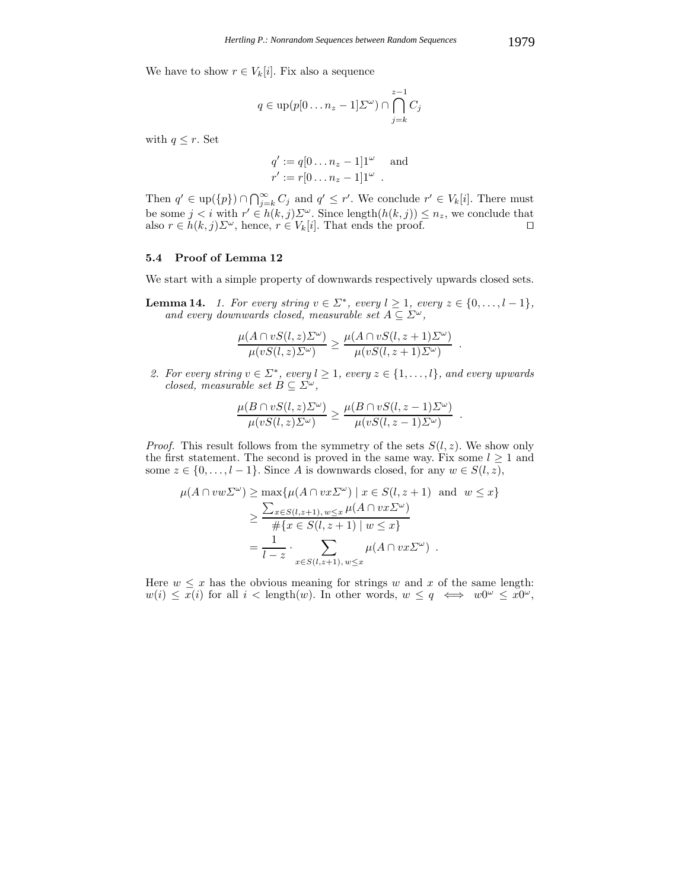We have to show $r \in V_k[i]$. Fix also a sequence

$$q \in \mathrm{up}(p[0 \dots n_z - 1]\Sigma^\omega) \cap \bigcap_{j=k}^{z-1} C_j$$

with $q \leq r$. Set

$$q' := q[0 \dots n_z - 1]1^\omega \quad \text{and}$$
$$r' := r[0 \dots n_z - 1]1^\omega \ .$$

Then $q' \in \mathrm{up}(\{p\}) \cap \bigcap_{j=k}^{\infty} C_j$ and $q' \leq r'$. We conclude $r' \in V_k[i]$. There must be some $j < i$ with $r' \in h(k, j)\Sigma^\omega$. Since $\mathrm{length}(h(k, j)) \leq n_z$, we conclude that also $r \in h(k, j)\Sigma^\omega$, hence, $r \in V_k[i]$. That ends the proof. $\square$

### 5.4 Proof of Lemma 12

We start with a simple property of downwards respectively upwards closed sets.

**Lemma 14.** *1. For every string $v \in \Sigma^*$, every $l \geq 1$, every $z \in \{0, \dots, l - 1\}$, and every downwards closed, measurable set $A \subseteq \Sigma^\omega$,*

$$\frac{\mu(A \cap vS(l, z)\Sigma^\omega)}{\mu(vS(l, z)\Sigma^\omega)} \geq \frac{\mu(A \cap vS(l, z + 1)\Sigma^\omega)}{\mu(vS(l, z + 1)\Sigma^\omega)} \ .$$

*2. For every string $v \in \Sigma^*$, every $l \geq 1$, every $z \in \{1, \dots, l\}$, and every upwards closed, measurable set $B \subseteq \Sigma^\omega$,*

$$\frac{\mu(B \cap vS(l, z)\Sigma^\omega)}{\mu(vS(l, z)\Sigma^\omega)} \geq \frac{\mu(B \cap vS(l, z - 1)\Sigma^\omega)}{\mu(vS(l, z - 1)\Sigma^\omega)} \ .$$

*Proof.* This result follows from the symmetry of the sets $S(l, z)$. We show only the first statement. The second is proved in the same way. Fix some $l \geq 1$ and some $z \in \{0, \dots, l - 1\}$. Since $A$ is downwards closed, for any $w \in S(l, z)$,

$$\begin{aligned}
\mu(A \cap vw\Sigma^\omega) &\geq \max\{\mu(A \cap vx\Sigma^\omega) \mid x \in S(l, z + 1) \ \text{ and } \ w \leq x\} \\
&\geq \frac{\sum_{x \in S(l,z+1),\, w \leq x} \mu(A \cap vx\Sigma^\omega)}{\#\{x \in S(l, z + 1) \mid w \leq x\}} \\
&= \frac{1}{l - z} \cdot \sum_{x \in S(l,z+1),\, w \leq x} \mu(A \cap vx\Sigma^\omega) \ .
\end{aligned}$$

Here $w \leq x$ has the obvious meaning for strings $w$ and $x$ of the same length: $w(i) \leq x(i)$ for all $i < \mathrm{length}(w)$. In other words, $w \leq q \iff w0^\omega \leq x0^\omega$,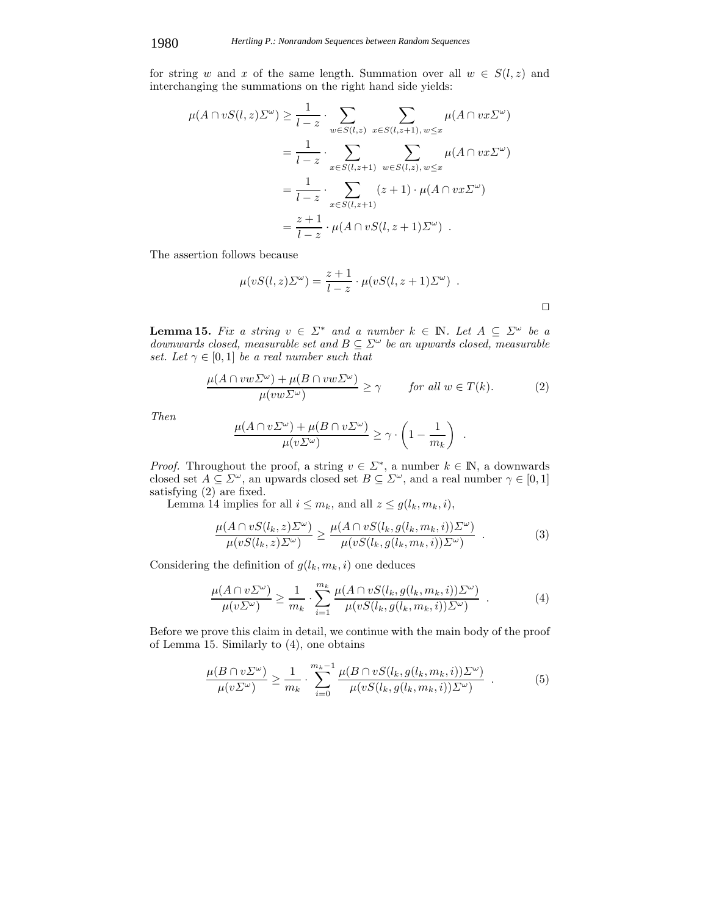for string $w$ and $x$ of the same length. Summation over all $w \in S(l,z)$ and interchanging the summations on the right hand side yields:

$$\begin{aligned}
\mu(A \cap vS(l,z)\Sigma^\omega) &\geq \frac{1}{l-z} \cdot \sum_{w \in S(l,z)} \sum_{x \in S(l,z+1),\, w \leq x} \mu(A \cap vx\Sigma^\omega) \\
&= \frac{1}{l-z} \cdot \sum_{x \in S(l,z+1)} \sum_{w \in S(l,z),\, w \leq x} \mu(A \cap vx\Sigma^\omega) \\
&= \frac{1}{l-z} \cdot \sum_{x \in S(l,z+1)} (z+1) \cdot \mu(A \cap vx\Sigma^\omega) \\
&= \frac{z+1}{l-z} \cdot \mu(A \cap vS(l,z+1)\Sigma^\omega) \ .
\end{aligned}$$

The assertion follows because

$$\mu(vS(l,z)\Sigma^\omega) = \frac{z+1}{l-z} \cdot \mu(vS(l,z+1)\Sigma^\omega) \ .$$

$\square$

**Lemma 15.** *Fix a string $v \in \Sigma^*$ and a number $k \in \mathbb{N}$. Let $A \subseteq \Sigma^\omega$ be a downwards closed, measurable set and $B \subseteq \Sigma^\omega$ be an upwards closed, measurable set. Let $\gamma \in [0,1]$ be a real number such that*

$$\frac{\mu(A \cap vw\Sigma^\omega) + \mu(B \cap vw\Sigma^\omega)}{\mu(vw\Sigma^\omega)} \geq \gamma \qquad \text{for all } w \in T(k). \tag{2}$$

*Then*

$$\frac{\mu(A \cap v\Sigma^\omega) + \mu(B \cap v\Sigma^\omega)}{\mu(v\Sigma^\omega)} \geq \gamma \cdot \left(1 - \frac{1}{m_k}\right) \ .$$

*Proof.* Throughout the proof, a string $v \in \Sigma^*$, a number $k \in \mathbb{N}$, a downwards closed set $A \subseteq \Sigma^\omega$, an upwards closed set $B \subseteq \Sigma^\omega$, and a real number $\gamma \in [0,1]$ satisfying (2) are fixed.

Lemma 14 implies for all $i \leq m_k$, and all $z \leq g(l_k, m_k, i)$,

$$\frac{\mu(A \cap vS(l_k,z)\Sigma^\omega)}{\mu(vS(l_k,z)\Sigma^\omega)} \geq \frac{\mu(A \cap vS(l_k, g(l_k,m_k,i))\Sigma^\omega)}{\mu(vS(l_k, g(l_k,m_k,i))\Sigma^\omega)} \ . \tag{3}$$

Considering the definition of $g(l_k, m_k, i)$ one deduces

$$\frac{\mu(A \cap v\Sigma^\omega)}{\mu(v\Sigma^\omega)} \geq \frac{1}{m_k} \cdot \sum_{i=1}^{m_k} \frac{\mu(A \cap vS(l_k, g(l_k,m_k,i))\Sigma^\omega)}{\mu(vS(l_k, g(l_k,m_k,i))\Sigma^\omega)} \ . \tag{4}$$

Before we prove this claim in detail, we continue with the main body of the proof of Lemma 15. Similarly to (4), one obtains

$$\frac{\mu(B \cap v\Sigma^\omega)}{\mu(v\Sigma^\omega)} \geq \frac{1}{m_k} \cdot \sum_{i=0}^{m_k - 1} \frac{\mu(B \cap vS(l_k, g(l_k,m_k,i))\Sigma^\omega)}{\mu(vS(l_k, g(l_k,m_k,i))\Sigma^\omega)} \ . \tag{5}$$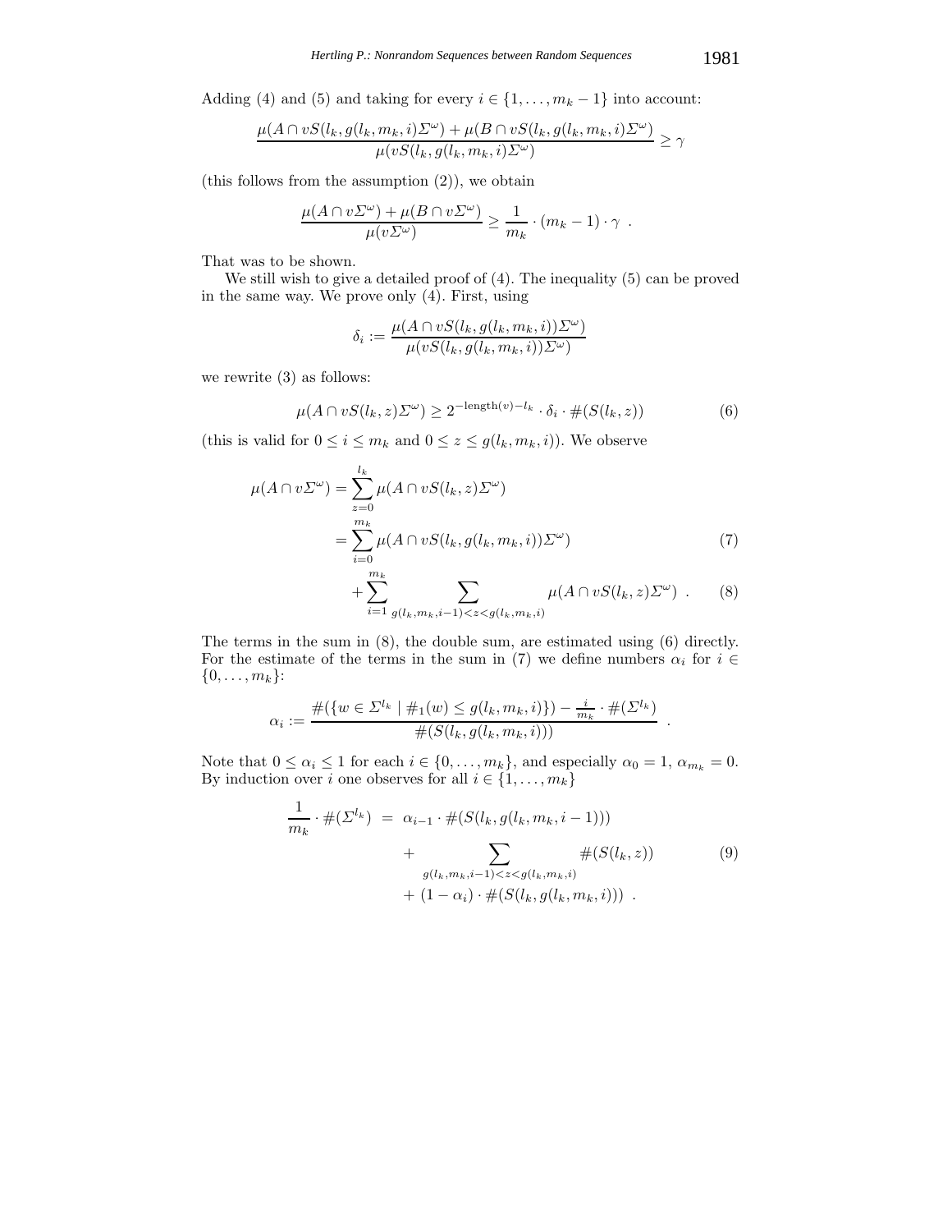Adding (4) and (5) and taking for every $i \in \{1, \ldots, m_k - 1\}$ into account:

$$\frac{\mu(A \cap vS(l_k, g(l_k, m_k, i)\Sigma^\omega) + \mu(B \cap vS(l_k, g(l_k, m_k, i)\Sigma^\omega)}{\mu(vS(l_k, g(l_k, m_k, i)\Sigma^\omega)} \geq \gamma$$

(this follows from the assumption (2)), we obtain

$$\frac{\mu(A \cap v\Sigma^\omega) + \mu(B \cap v\Sigma^\omega)}{\mu(v\Sigma^\omega)} \geq \frac{1}{m_k} \cdot (m_k - 1) \cdot \gamma \ .$$

That was to be shown.

We still wish to give a detailed proof of (4). The inequality (5) can be proved in the same way. We prove only (4). First, using

$$\delta_i := \frac{\mu(A \cap vS(l_k, g(l_k, m_k, i))\Sigma^\omega)}{\mu(vS(l_k, g(l_k, m_k, i))\Sigma^\omega)}$$

we rewrite (3) as follows:

$$\mu(A \cap vS(l_k, z)\Sigma^\omega) \geq 2^{-\text{length}(v) - l_k} \cdot \delta_i \cdot \#(S(l_k, z)) \tag{6}$$

(this is valid for $0 \leq i \leq m_k$ and $0 \leq z \leq g(l_k, m_k, i)$). We observe

$$\begin{aligned}
\mu(A \cap v\Sigma^\omega) &= \sum_{z=0}^{l_k} \mu(A \cap vS(l_k, z)\Sigma^\omega) \\
&= \sum_{i=0}^{m_k} \mu(A \cap vS(l_k, g(l_k, m_k, i))\Sigma^\omega) &(7)\\
&\quad + \sum_{i=1}^{m_k} \sum_{g(l_k, m_k, i-1) < z < g(l_k, m_k, i)} \mu(A \cap vS(l_k, z)\Sigma^\omega) \ . &(8)
\end{aligned}$$

The terms in the sum in (8), the double sum, are estimated using (6) directly. For the estimate of the terms in the sum in (7) we define numbers $\alpha_i$ for $i \in \{0, \ldots, m_k\}$:

$$\alpha_i := \frac{\#(\{w \in \Sigma^{l_k} \mid \#_1(w) \leq g(l_k, m_k, i)\}) - \frac{i}{m_k} \cdot \#(\Sigma^{l_k})}{\#(S(l_k, g(l_k, m_k, i)))} \ .$$

Note that $0 \leq \alpha_i \leq 1$ for each $i \in \{0, \ldots, m_k\}$, and especially $\alpha_0 = 1$, $\alpha_{m_k} = 0$. By induction over $i$ one observes for all $i \in \{1, \ldots, m_k\}$

$$\begin{aligned}
\frac{1}{m_k} \cdot \#(\Sigma^{l_k}) \ &= \ \alpha_{i-1} \cdot \#(S(l_k, g(l_k, m_k, i-1))) \\
&\quad + \sum_{g(l_k, m_k, i-1) < z < g(l_k, m_k, i)} \#(S(l_k, z)) &(9)\\
&\quad + (1 - \alpha_i) \cdot \#(S(l_k, g(l_k, m_k, i))) \ .
\end{aligned}$$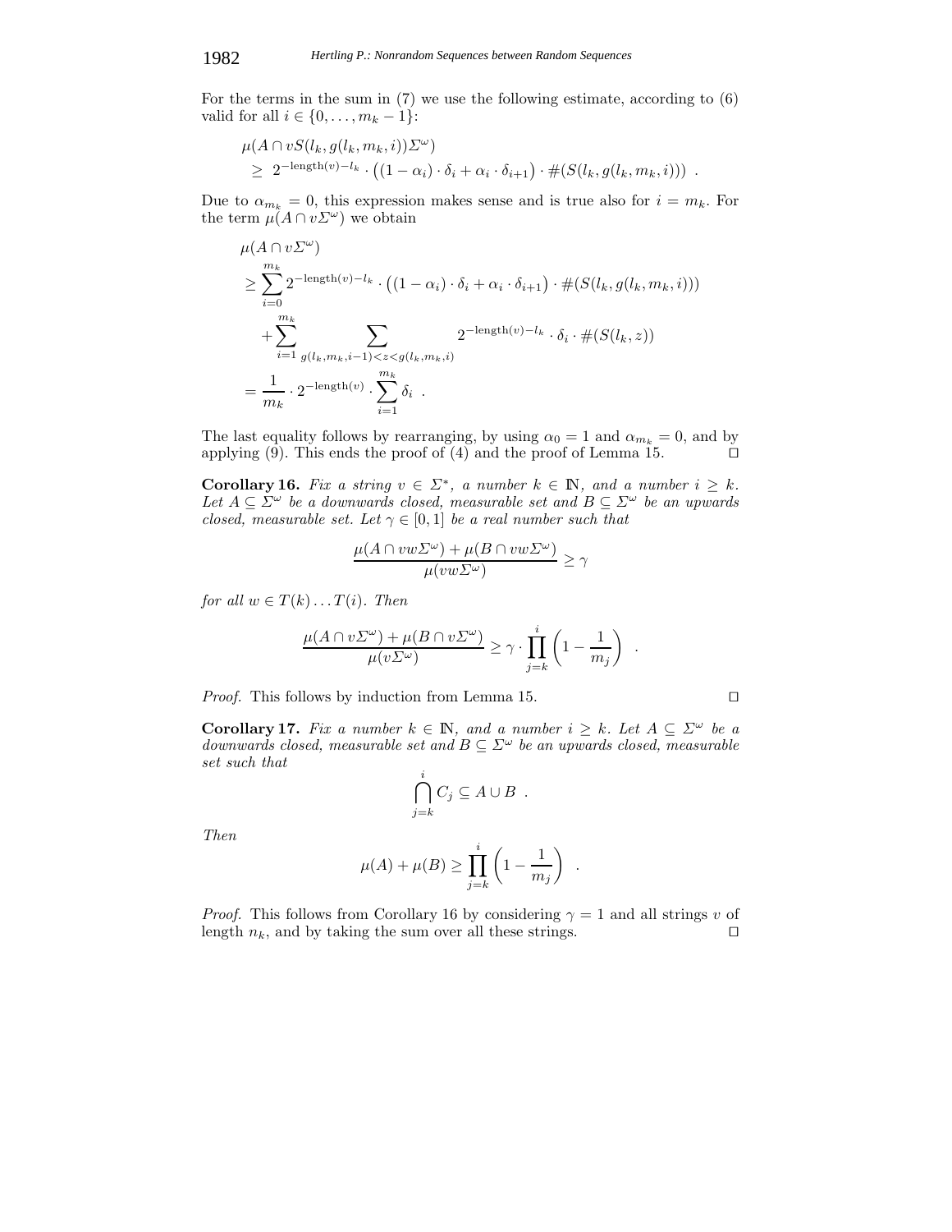For the terms in the sum in (7) we use the following estimate, according to (6) valid for all $i \in \{0, \ldots, m_k - 1\}$:

$$\begin{aligned}
&\mu(A \cap vS(l_k, g(l_k, m_k, i))\Sigma^\omega) \\
&\quad \geq \; 2^{-\text{length}(v)-l_k} \cdot \big((1-\alpha_i) \cdot \delta_i + \alpha_i \cdot \delta_{i+1}\big) \cdot \#(S(l_k, g(l_k, m_k, i))) \ .
\end{aligned}$$

Due to $\alpha_{m_k} = 0$, this expression makes sense and is true also for $i = m_k$. For the term $\mu(A \cap v\Sigma^\omega)$ we obtain

$$\begin{aligned}
&\mu(A \cap v\Sigma^\omega) \\
&\geq \sum_{i=0}^{m_k} 2^{-\text{length}(v)-l_k} \cdot \big((1-\alpha_i) \cdot \delta_i + \alpha_i \cdot \delta_{i+1}\big) \cdot \#(S(l_k, g(l_k, m_k, i))) \\
&\quad + \sum_{i=1}^{m_k} \sum_{g(l_k, m_k, i-1) < z < g(l_k, m_k, i)} 2^{-\text{length}(v)-l_k} \cdot \delta_i \cdot \#(S(l_k, z)) \\
&= \frac{1}{m_k} \cdot 2^{-\text{length}(v)} \cdot \sum_{i=1}^{m_k} \delta_i \ .
\end{aligned}$$

The last equality follows by rearranging, by using $\alpha_0 = 1$ and $\alpha_{m_k} = 0$, and by applying (9). This ends the proof of (4) and the proof of Lemma 15. ⊓⊔

**Corollary 16.** *Fix a string $v \in \Sigma^*$, a number $k \in \mathbb{N}$, and a number $i \geq k$. Let $A \subseteq \Sigma^\omega$ be a downwards closed, measurable set and $B \subseteq \Sigma^\omega$ be an upwards closed, measurable set. Let $\gamma \in [0, 1]$ be a real number such that*

$$\frac{\mu(A \cap vw\Sigma^\omega) + \mu(B \cap vw\Sigma^\omega)}{\mu(vw\Sigma^\omega)} \geq \gamma$$

*for all $w \in T(k) \ldots T(i)$. Then*

$$\frac{\mu(A \cap v\Sigma^\omega) + \mu(B \cap v\Sigma^\omega)}{\mu(v\Sigma^\omega)} \geq \gamma \cdot \prod_{j=k}^{i} \left(1 - \frac{1}{m_j}\right) \ .$$

*Proof.* This follows by induction from Lemma 15. ⊓⊔

**Corollary 17.** *Fix a number $k \in \mathbb{N}$, and a number $i \geq k$. Let $A \subseteq \Sigma^\omega$ be a downwards closed, measurable set and $B \subseteq \Sigma^\omega$ be an upwards closed, measurable set such that*

$$\bigcap_{j=k}^{i} C_j \subseteq A \cup B \ .$$

*Then*

$$\mu(A) + \mu(B) \geq \prod_{j=k}^{i} \left(1 - \frac{1}{m_j}\right) \ .$$

*Proof.* This follows from Corollary 16 by considering $\gamma = 1$ and all strings $v$ of length $n_k$, and by taking the sum over all these strings. ⊓⊔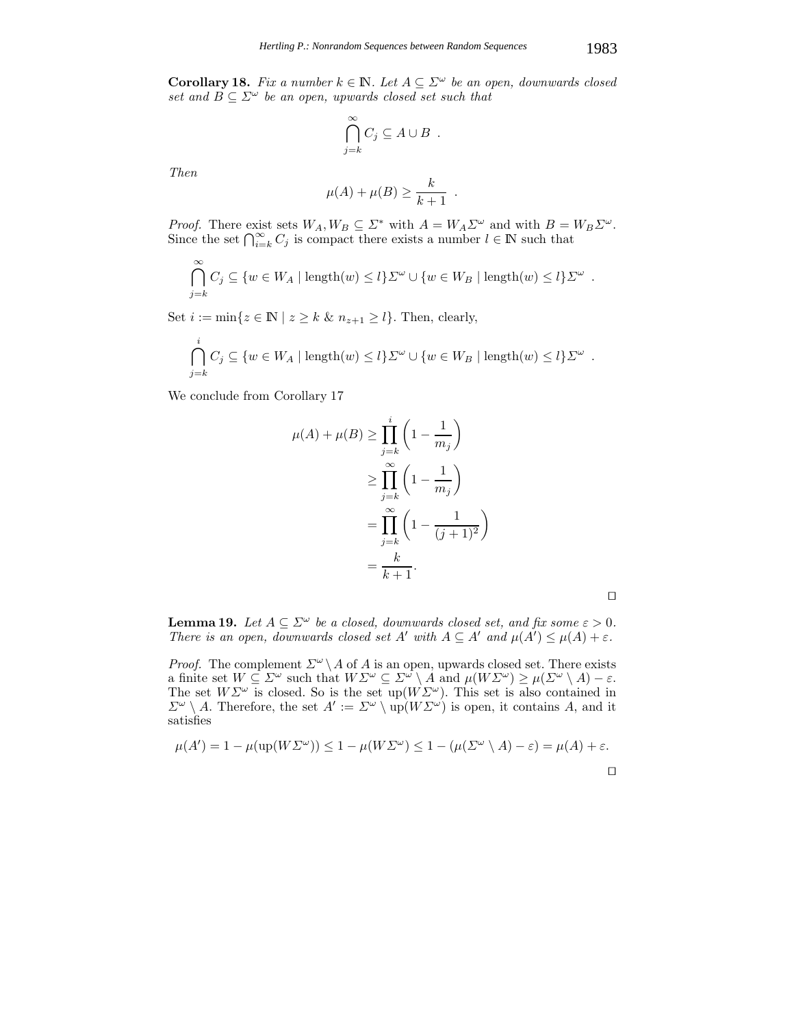**Corollary 18.** *Fix a number $k \in \mathbb{N}$. Let $A \subseteq \Sigma^\omega$ be an open, downwards closed set and $B \subseteq \Sigma^\omega$ be an open, upwards closed set such that*

$$\bigcap_{j=k}^{\infty} C_j \subseteq A \cup B \ .$$

*Then*

$$\mu(A) + \mu(B) \geq \frac{k}{k+1} \ .$$

*Proof.* There exist sets $W_A, W_B \subseteq \Sigma^*$ with $A = W_A\Sigma^\omega$ and with $B = W_B\Sigma^\omega$. Since the set $\bigcap_{i=k}^{\infty} C_j$ is compact there exists a number $l \in \mathbb{N}$ such that

$$\bigcap_{j=k}^{\infty} C_j \subseteq \{w \in W_A \mid \text{length}(w) \leq l\}\Sigma^\omega \cup \{w \in W_B \mid \text{length}(w) \leq l\}\Sigma^\omega \ .$$

Set $i := \min\{z \in \mathbb{N} \mid z \geq k \ \& \ n_{z+1} \geq l\}$. Then, clearly,

$$\bigcap_{j=k}^{i} C_j \subseteq \{w \in W_A \mid \text{length}(w) \leq l\}\Sigma^\omega \cup \{w \in W_B \mid \text{length}(w) \leq l\}\Sigma^\omega \ .$$

We conclude from Corollary 17

$$\begin{aligned}
\mu(A) + \mu(B) &\geq \prod_{j=k}^{i} \left(1 - \frac{1}{m_j}\right) \\
&\geq \prod_{j=k}^{\infty} \left(1 - \frac{1}{m_j}\right) \\
&= \prod_{j=k}^{\infty} \left(1 - \frac{1}{(j+1)^2}\right) \\
&= \frac{k}{k+1}.
\end{aligned}$$

□

**Lemma 19.** *Let $A \subseteq \Sigma^\omega$ be a closed, downwards closed set, and fix some $\varepsilon > 0$. There is an open, downwards closed set $A'$ with $A \subseteq A'$ and $\mu(A') \leq \mu(A) + \varepsilon$.*

*Proof.* The complement $\Sigma^\omega \setminus A$ of $A$ is an open, upwards closed set. There exists a finite set $W \subseteq \Sigma^\omega$ such that $W\Sigma^\omega \subseteq \Sigma^\omega \setminus A$ and $\mu(W\Sigma^\omega) \geq \mu(\Sigma^\omega \setminus A) - \varepsilon$. The set $W\Sigma^\omega$ is closed. So is the set $\text{up}(W\Sigma^\omega)$. This set is also contained in $\Sigma^\omega \setminus A$. Therefore, the set $A' := \Sigma^\omega \setminus \text{up}(W\Sigma^\omega)$ is open, it contains $A$, and it satisfies

$$\mu(A') = 1 - \mu(\text{up}(W\Sigma^\omega)) \leq 1 - \mu(W\Sigma^\omega) \leq 1 - (\mu(\Sigma^\omega \setminus A) - \varepsilon) = \mu(A) + \varepsilon.$$

□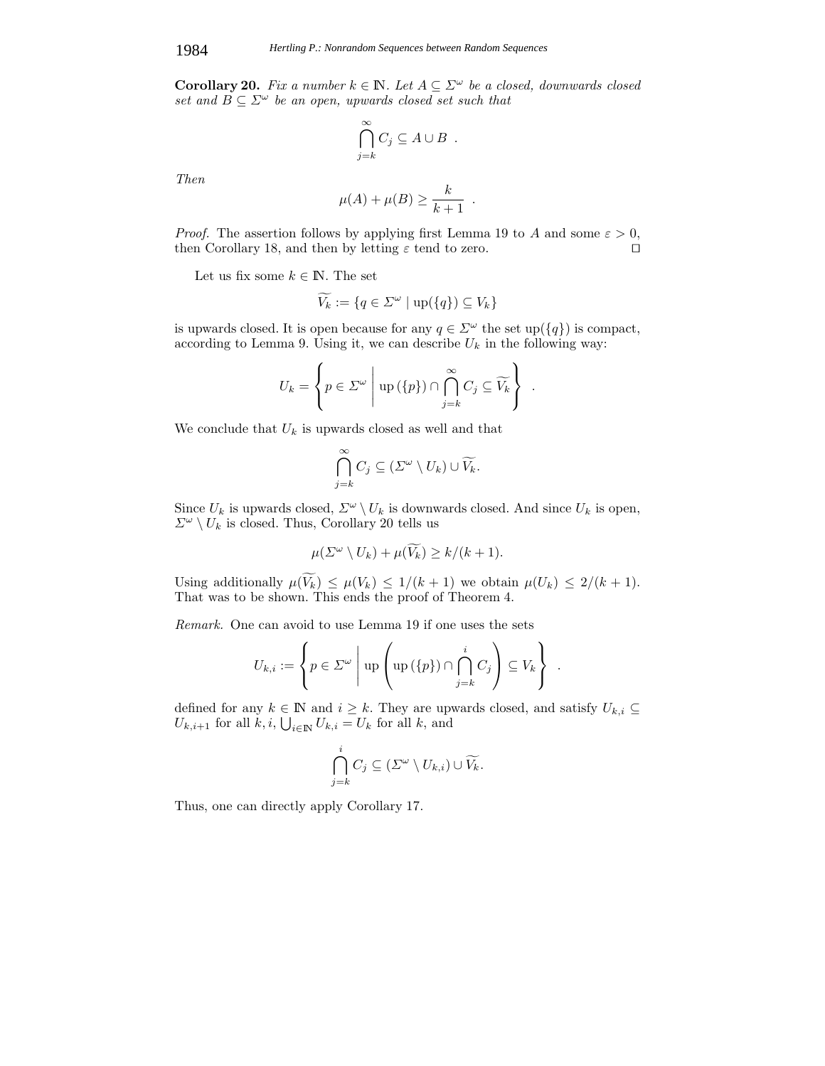**Corollary 20.** *Fix a number $k \in \mathbb{N}$. Let $A \subseteq \Sigma^\omega$ be a closed, downwards closed set and $B \subseteq \Sigma^\omega$ be an open, upwards closed set such that*

$$\bigcap_{j=k}^{\infty} C_j \subseteq A \cup B \ .$$

*Then*

$$\mu(A) + \mu(B) \geq \frac{k}{k+1} \ .$$

*Proof.* The assertion follows by applying first Lemma 19 to $A$ and some $\varepsilon > 0$, then Corollary 18, and then by letting $\varepsilon$ tend to zero. □

Let us fix some $k \in \mathbb{N}$. The set

$$\widetilde{V_k} := \{q \in \Sigma^\omega \mid \mathrm{up}(\{q\}) \subseteq V_k\}$$

is upwards closed. It is open because for any $q \in \Sigma^\omega$ the set $\mathrm{up}(\{q\})$ is compact, according to Lemma 9. Using it, we can describe $U_k$ in the following way:

$$U_k = \left\{ p \in \Sigma^\omega \;\middle|\; \mathrm{up}\left(\{p\}\right) \cap \bigcap_{j=k}^{\infty} C_j \subseteq \widetilde{V_k} \right\} \ .$$

We conclude that $U_k$ is upwards closed as well and that

$$\bigcap_{j=k}^{\infty} C_j \subseteq (\Sigma^\omega \setminus U_k) \cup \widetilde{V_k}.$$

Since $U_k$ is upwards closed, $\Sigma^\omega \setminus U_k$ is downwards closed. And since $U_k$ is open, $\Sigma^\omega \setminus U_k$ is closed. Thus, Corollary 20 tells us

$$\mu(\Sigma^\omega \setminus U_k) + \mu(\widetilde{V_k}) \geq k/(k+1).$$

Using additionally $\mu(\widetilde{V_k}) \leq \mu(V_k) \leq 1/(k+1)$ we obtain $\mu(U_k) \leq 2/(k+1)$. That was to be shown. This ends the proof of Theorem 4.

*Remark.* One can avoid to use Lemma 19 if one uses the sets

$$U_{k,i} := \left\{ p \in \Sigma^\omega \;\middle|\; \mathrm{up}\left( \mathrm{up}\left(\{p\}\right) \cap \bigcap_{j=k}^{i} C_j \right) \subseteq V_k \right\} \ .$$

defined for any $k \in \mathbb{N}$ and $i \geq k$. They are upwards closed, and satisfy $U_{k,i} \subseteq U_{k,i+1}$ for all $k, i$, $\bigcup_{i \in \mathbb{N}} U_{k,i} = U_k$ for all $k$, and

$$\bigcap_{j=k}^{i} C_j \subseteq (\Sigma^\omega \setminus U_{k,i}) \cup \widetilde{V_k}.$$

Thus, one can directly apply Corollary 17.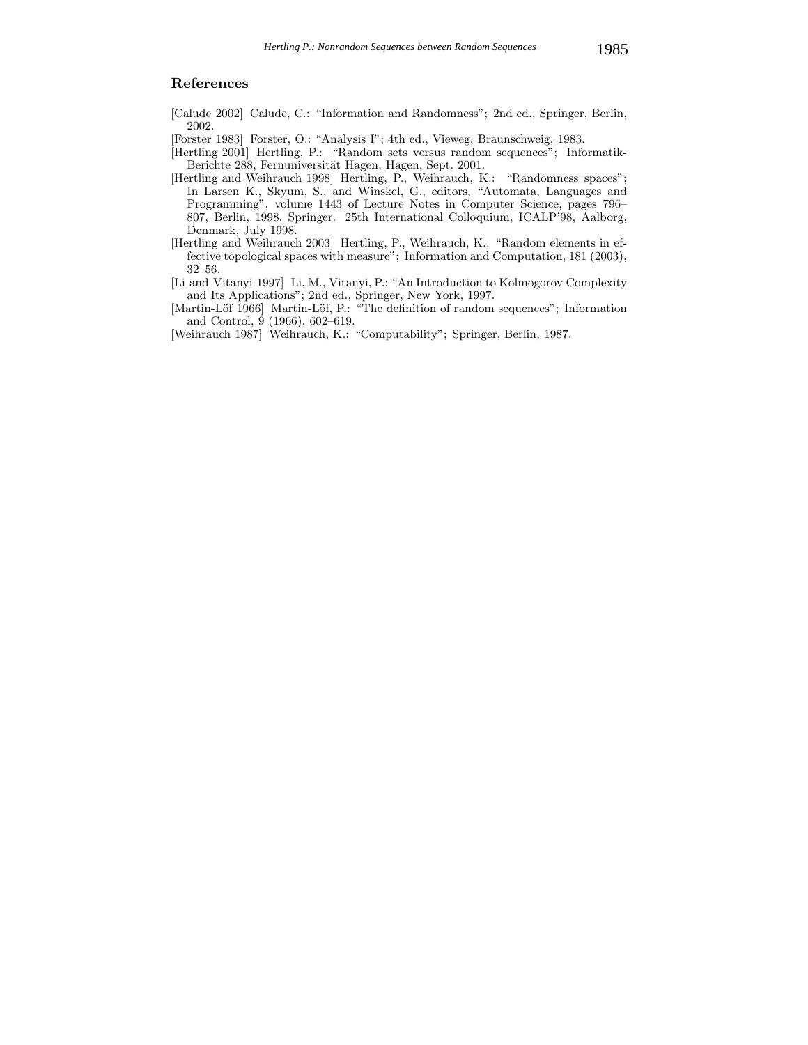## References

[Calude 2002] Calude, C.: "Information and Randomness"; 2nd ed., Springer, Berlin, 2002.

[Forster 1983] Forster, O.: "Analysis I"; 4th ed., Vieweg, Braunschweig, 1983.

[Hertling 2001] Hertling, P.: "Random sets versus random sequences"; Informatik-Berichte 288, Fernuniversität Hagen, Hagen, Sept. 2001.

[Hertling and Weihrauch 1998] Hertling, P., Weihrauch, K.: "Randomness spaces"; In Larsen K., Skyum, S., and Winskel, G., editors, "Automata, Languages and Programming", volume 1443 of Lecture Notes in Computer Science, pages 796–807, Berlin, 1998. Springer. 25th International Colloquium, ICALP'98, Aalborg, Denmark, July 1998.

[Hertling and Weihrauch 2003] Hertling, P., Weihrauch, K.: "Random elements in effective topological spaces with measure"; Information and Computation, 181 (2003), 32–56.

[Li and Vitanyi 1997] Li, M., Vitanyi, P.: "An Introduction to Kolmogorov Complexity and Its Applications"; 2nd ed., Springer, New York, 1997.

[Martin-Löf 1966] Martin-Löf, P.: "The definition of random sequences"; Information and Control, 9 (1966), 602–619.

[Weihrauch 1987] Weihrauch, K.: "Computability"; Springer, Berlin, 1987.